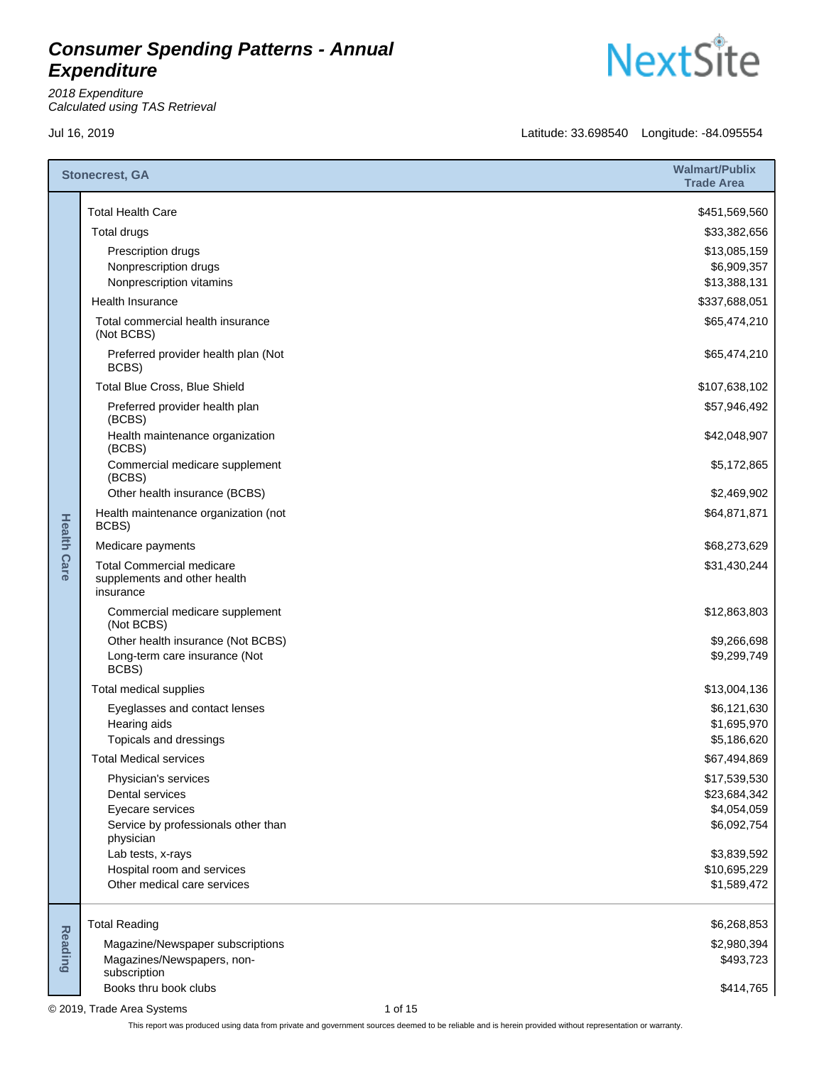# *Consumer Spending Patterns - Annual Expenditure*

*2018 Expenditure*
*Calculated using TAS Retrieval*

NextSite

Jul 16, 2019

Latitude: 33.698540 Longitude: -84.095554

| | Stonecrest, GA | Walmart/Publix Trade Area |
|---|---|---|
| Health Care | Total Health Care | $451,569,560 |
| | Total drugs | $33,382,656 |
| | Prescription drugs | $13,085,159 |
| | Nonprescription drugs | $6,909,357 |
| | Nonprescription vitamins | $13,388,131 |
| | Health Insurance | $337,688,051 |
| | Total commercial health insurance (Not BCBS) | $65,474,210 |
| | Preferred provider health plan (Not BCBS) | $65,474,210 |
| | Total Blue Cross, Blue Shield | $107,638,102 |
| | Preferred provider health plan (BCBS) | $57,946,492 |
| | Health maintenance organization (BCBS) | $42,048,907 |
| | Commercial medicare supplement (BCBS) | $5,172,865 |
| | Other health insurance (BCBS) | $2,469,902 |
| | Health maintenance organization (not BCBS) | $64,871,871 |
| | Medicare payments | $68,273,629 |
| | Total Commercial medicare supplements and other health insurance | $31,430,244 |
| | Commercial medicare supplement (Not BCBS) | $12,863,803 |
| | Other health insurance (Not BCBS) | $9,266,698 |
| | Long-term care insurance (Not BCBS) | $9,299,749 |
| | Total medical supplies | $13,004,136 |
| | Eyeglasses and contact lenses | $6,121,630 |
| | Hearing aids | $1,695,970 |
| | Topicals and dressings | $5,186,620 |
| | Total Medical services | $67,494,869 |
| | Physician's services | $17,539,530 |
| | Dental services | $23,684,342 |
| | Eyecare services | $4,054,059 |
| | Service by professionals other than physician | $6,092,754 |
| | Lab tests, x-rays | $3,839,592 |
| | Hospital room and services | $10,695,229 |
| | Other medical care services | $1,589,472 |
| Reading | Total Reading | $6,268,853 |
| | Magazine/Newspaper subscriptions | $2,980,394 |
| | Magazines/Newspapers, non-subscription | $493,723 |
| | Books thru book clubs | $414,765 |

© 2019, Trade Area Systems

This report was produced using data from private and government sources deemed to be reliable and is herein provided without representation or warranty.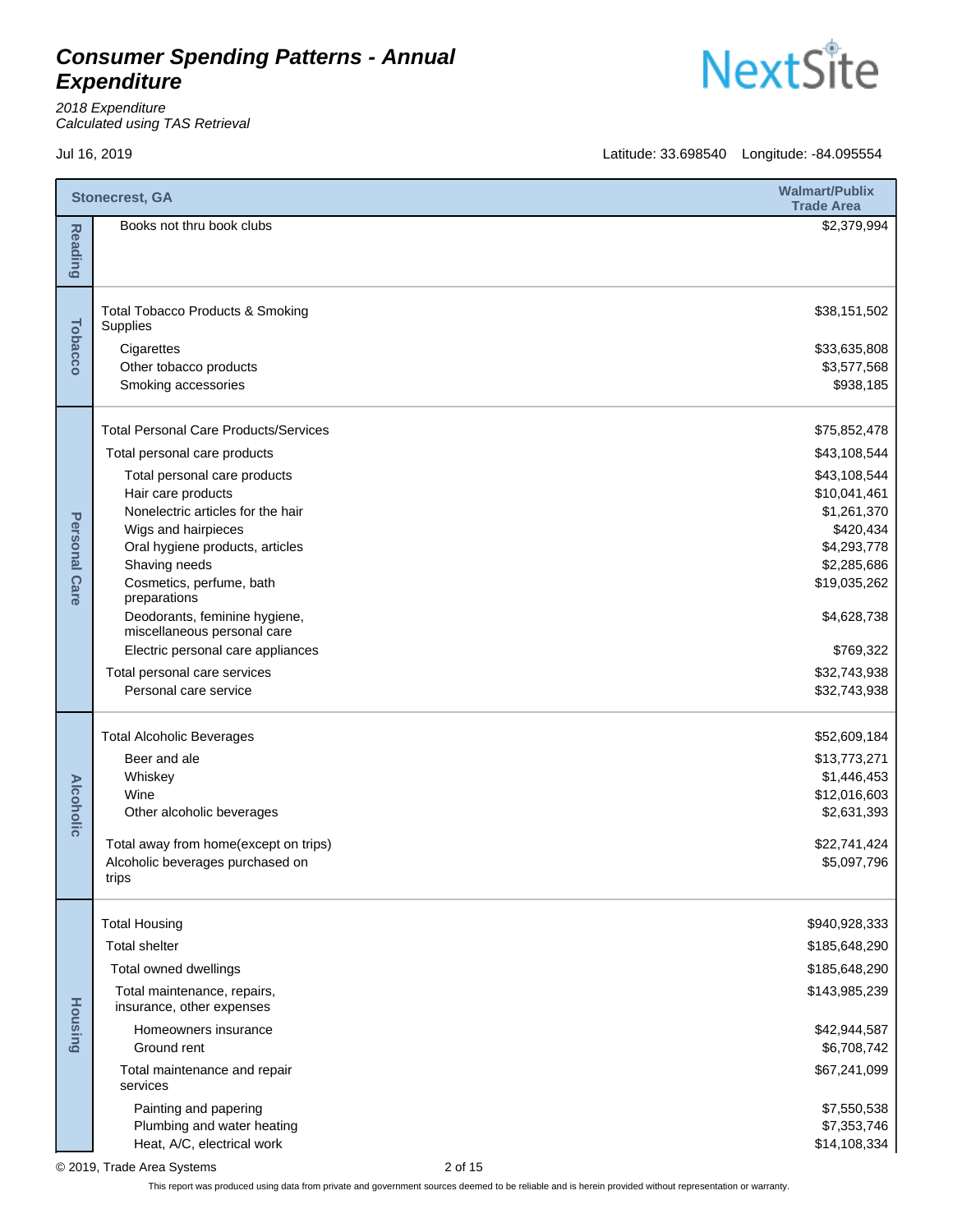# Consumer Spending Patterns - Annual Expenditure

*2018 Expenditure*
*Calculated using TAS Retrieval*

Jul 16, 2019

Latitude: 33.698540 Longitude: -84.095554

| Category | Stonecrest, GA | Walmart/Publix Trade Area |
|---|---|---|
| Reading | Books not thru book clubs | $2,379,994 |
| Tobacco | Total Tobacco Products & Smoking Supplies | $38,151,502 |
| | Cigarettes | $33,635,808 |
| | Other tobacco products | $3,577,568 |
| | Smoking accessories | $938,185 |
| Personal Care | Total Personal Care Products/Services | $75,852,478 |
| | Total personal care products | $43,108,544 |
| | Total personal care products | $43,108,544 |
| | Hair care products | $10,041,461 |
| | Nonelectric articles for the hair | $1,261,370 |
| | Wigs and hairpieces | $420,434 |
| | Oral hygiene products, articles | $4,293,778 |
| | Shaving needs | $2,285,686 |
| | Cosmetics, perfume, bath preparations | $19,035,262 |
| | Deodorants, feminine hygiene, miscellaneous personal care | $4,628,738 |
| | Electric personal care appliances | $769,322 |
| | Total personal care services | $32,743,938 |
| | Personal care service | $32,743,938 |
| Alcoholic | Total Alcoholic Beverages | $52,609,184 |
| | Beer and ale | $13,773,271 |
| | Whiskey | $1,446,453 |
| | Wine | $12,016,603 |
| | Other alcoholic beverages | $2,631,393 |
| | Total away from home(except on trips) | $22,741,424 |
| | Alcoholic beverages purchased on trips | $5,097,796 |
| Housing | Total Housing | $940,928,333 |
| | Total shelter | $185,648,290 |
| | Total owned dwellings | $185,648,290 |
| | Total maintenance, repairs, insurance, other expenses | $143,985,239 |
| | Homeowners insurance | $42,944,587 |
| | Ground rent | $6,708,742 |
| | Total maintenance and repair services | $67,241,099 |
| | Painting and papering | $7,550,538 |
| | Plumbing and water heating | $7,353,746 |
| | Heat, A/C, electrical work | $14,108,334 |

© 2019, Trade Area Systems

This report was produced using data from private and government sources deemed to be reliable and is herein provided without representation or warranty.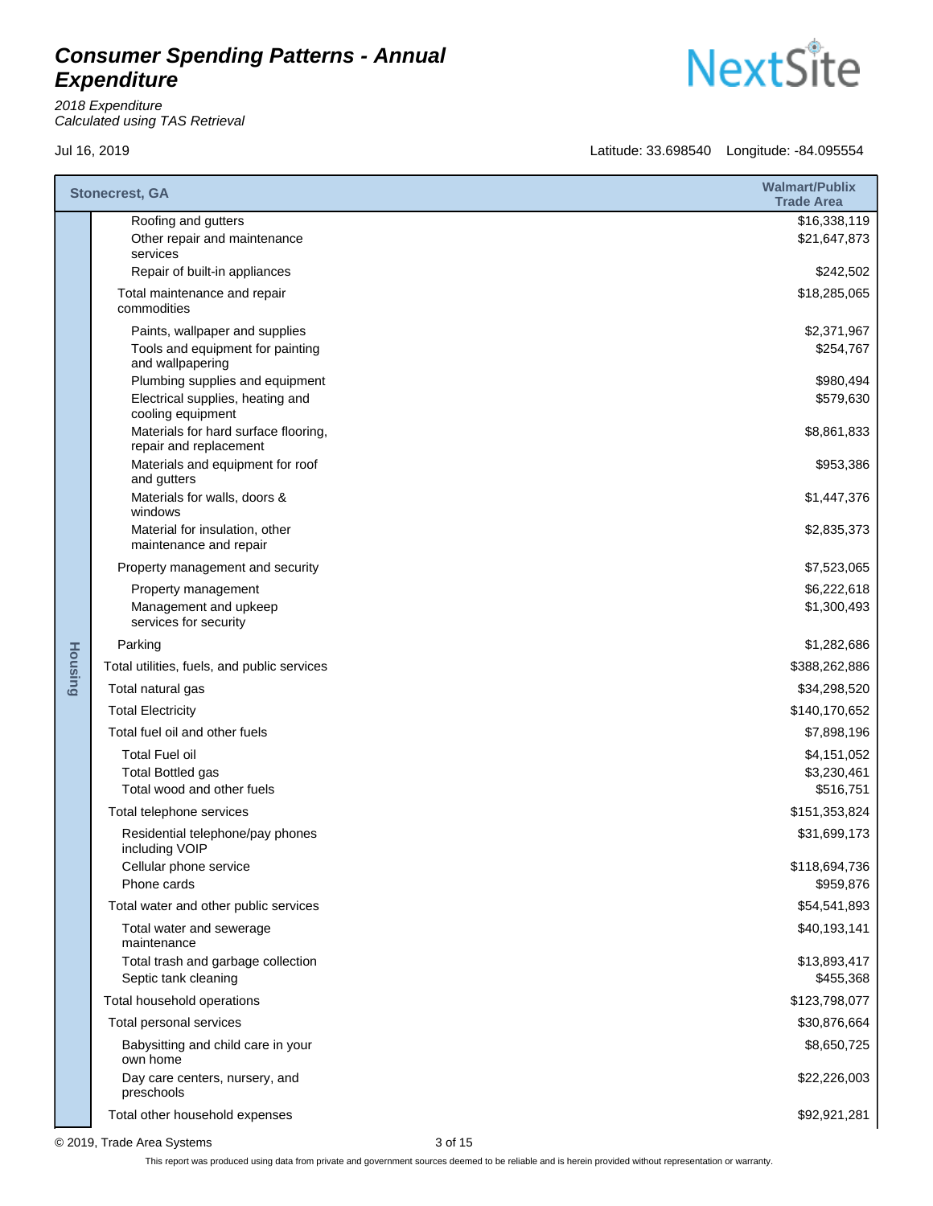# Consumer Spending Patterns - Annual Expenditure

*2018 Expenditure*
*Calculated using TAS Retrieval*

Jul 16, 2019

Latitude: 33.698540 Longitude: -84.095554

| | Stonecrest, GA | Walmart/Publix Trade Area |
|---|---|---|
| Housing | Roofing and gutters | $16,338,119 |
| | Other repair and maintenance services | $21,647,873 |
| | Repair of built-in appliances | $242,502 |
| | Total maintenance and repair commodities | $18,285,065 |
| | Paints, wallpaper and supplies | $2,371,967 |
| | Tools and equipment for painting and wallpapering | $254,767 |
| | Plumbing supplies and equipment | $980,494 |
| | Electrical supplies, heating and cooling equipment | $579,630 |
| | Materials for hard surface flooring, repair and replacement | $8,861,833 |
| | Materials and equipment for roof and gutters | $953,386 |
| | Materials for walls, doors & windows | $1,447,376 |
| | Material for insulation, other maintenance and repair | $2,835,373 |
| | Property management and security | $7,523,065 |
| | Property management | $6,222,618 |
| | Management and upkeep services for security | $1,300,493 |
| | Parking | $1,282,686 |
| | Total utilities, fuels, and public services | $388,262,886 |
| | Total natural gas | $34,298,520 |
| | Total Electricity | $140,170,652 |
| | Total fuel oil and other fuels | $7,898,196 |
| | Total Fuel oil | $4,151,052 |
| | Total Bottled gas | $3,230,461 |
| | Total wood and other fuels | $516,751 |
| | Total telephone services | $151,353,824 |
| | Residential telephone/pay phones including VOIP | $31,699,173 |
| | Cellular phone service | $118,694,736 |
| | Phone cards | $959,876 |
| | Total water and other public services | $54,541,893 |
| | Total water and sewerage maintenance | $40,193,141 |
| | Total trash and garbage collection | $13,893,417 |
| | Septic tank cleaning | $455,368 |
| | Total household operations | $123,798,077 |
| | Total personal services | $30,876,664 |
| | Babysitting and child care in your own home | $8,650,725 |
| | Day care centers, nursery, and preschools | $22,226,003 |
| | Total other household expenses | $92,921,281 |

© 2019, Trade Area Systems

This report was produced using data from private and government sources deemed to be reliable and is herein provided without representation or warranty.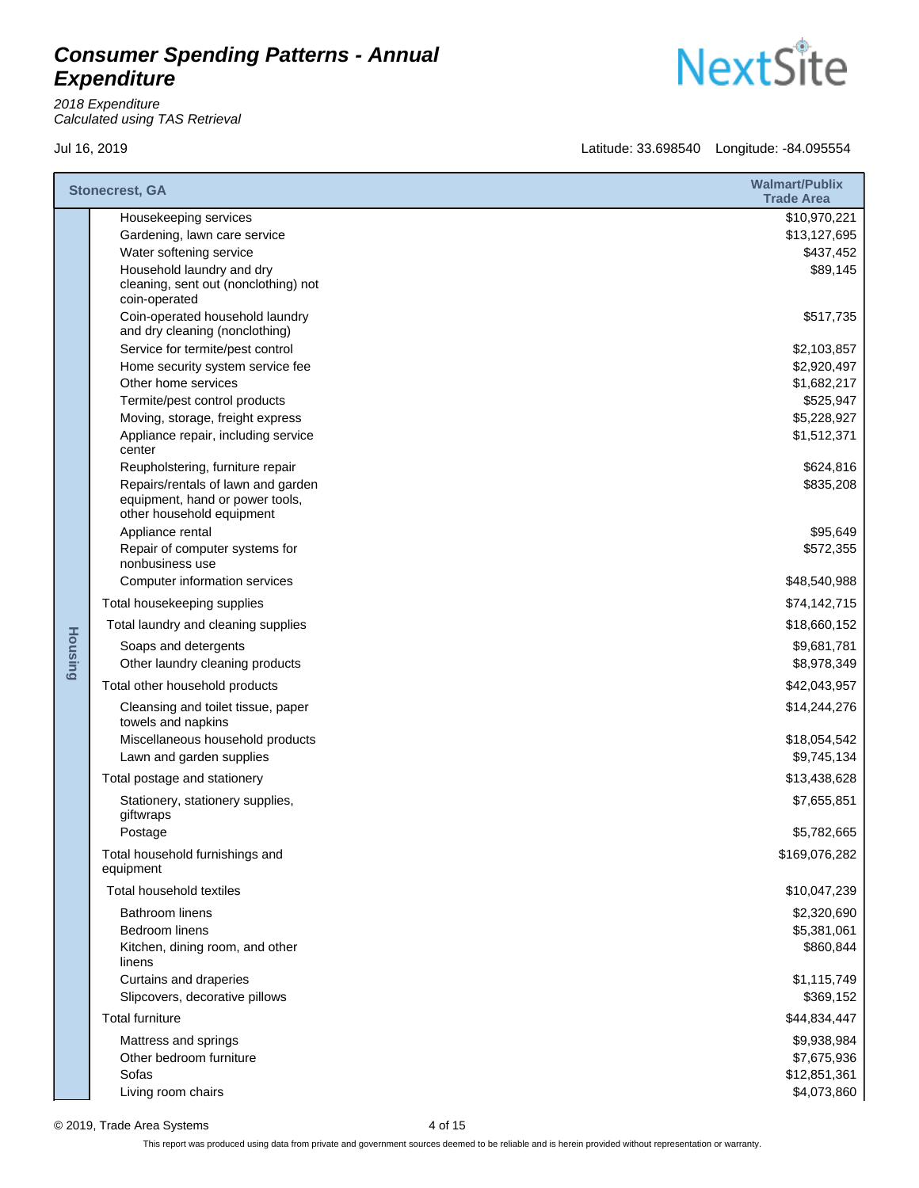# Consumer Spending Patterns - Annual Expenditure

*2018 Expenditure*
*Calculated using TAS Retrieval*

Jul 16, 2019

Latitude: 33.698540 Longitude: -84.095554

| | Stonecrest, GA | Walmart/Publix Trade Area |
|---|---|---|
| Housing | Housekeeping services | $10,970,221 |
| | Gardening, lawn care service | $13,127,695 |
| | Water softening service | $437,452 |
| | Household laundry and dry cleaning, sent out (nonclothing) not coin-operated | $89,145 |
| | Coin-operated household laundry and dry cleaning (nonclothing) | $517,735 |
| | Service for termite/pest control | $2,103,857 |
| | Home security system service fee | $2,920,497 |
| | Other home services | $1,682,217 |
| | Termite/pest control products | $525,947 |
| | Moving, storage, freight express | $5,228,927 |
| | Appliance repair, including service center | $1,512,371 |
| | Reupholstering, furniture repair | $624,816 |
| | Repairs/rentals of lawn and garden equipment, hand or power tools, other household equipment | $835,208 |
| | Appliance rental | $95,649 |
| | Repair of computer systems for nonbusiness use | $572,355 |
| | Computer information services | $48,540,988 |
| | Total housekeeping supplies | $74,142,715 |
| | Total laundry and cleaning supplies | $18,660,152 |
| | Soaps and detergents | $9,681,781 |
| | Other laundry cleaning products | $8,978,349 |
| | Total other household products | $42,043,957 |
| | Cleansing and toilet tissue, paper towels and napkins | $14,244,276 |
| | Miscellaneous household products | $18,054,542 |
| | Lawn and garden supplies | $9,745,134 |
| | Total postage and stationery | $13,438,628 |
| | Stationery, stationery supplies, giftwraps | $7,655,851 |
| | Postage | $5,782,665 |
| | Total household furnishings and equipment | $169,076,282 |
| | Total household textiles | $10,047,239 |
| | Bathroom linens | $2,320,690 |
| | Bedroom linens | $5,381,061 |
| | Kitchen, dining room, and other linens | $860,844 |
| | Curtains and draperies | $1,115,749 |
| | Slipcovers, decorative pillows | $369,152 |
| | Total furniture | $44,834,447 |
| | Mattress and springs | $9,938,984 |
| | Other bedroom furniture | $7,675,936 |
| | Sofas | $12,851,361 |
| | Living room chairs | $4,073,860 |

© 2019, Trade Area Systems

This report was produced using data from private and government sources deemed to be reliable and is herein provided without representation or warranty.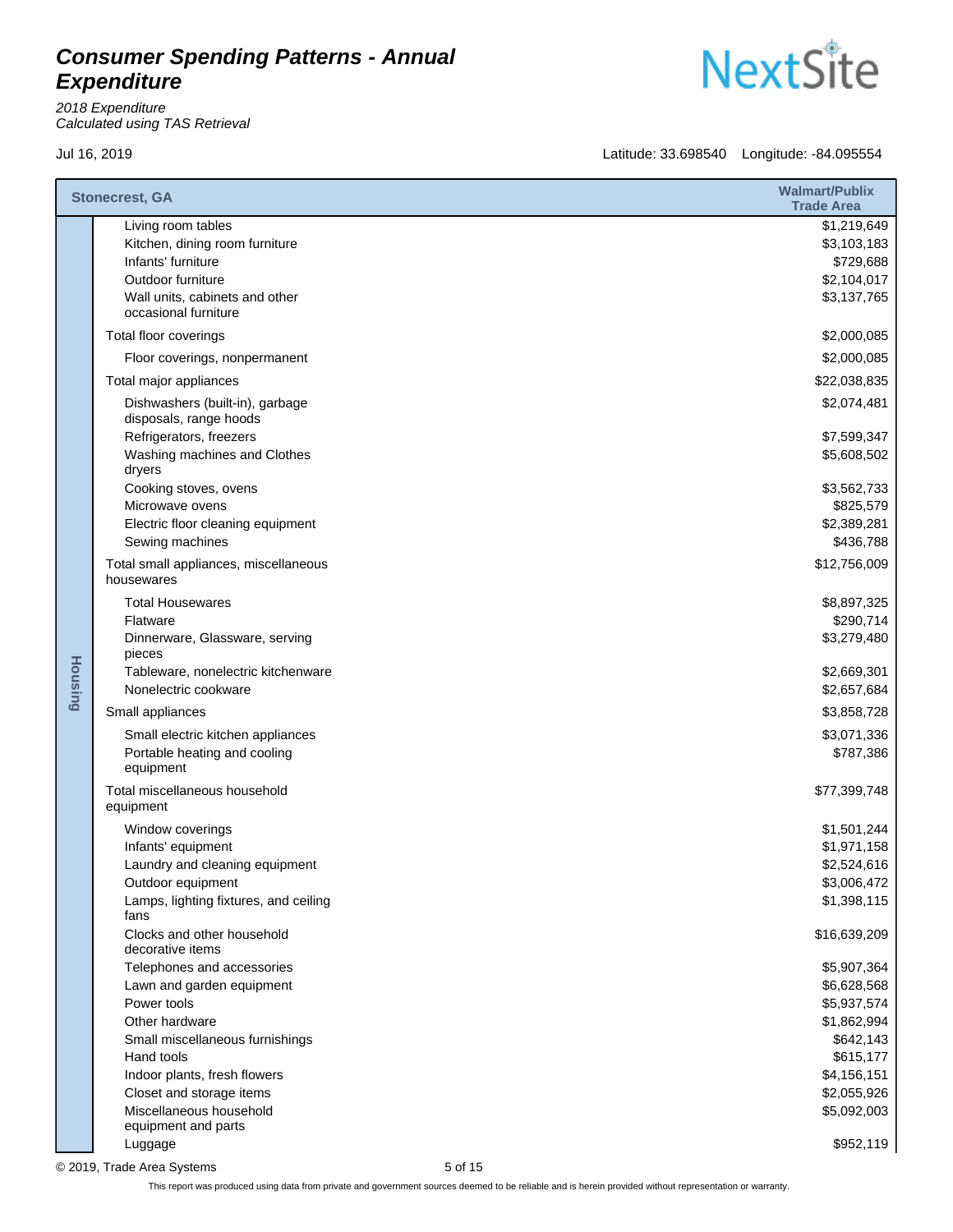# Consumer Spending Patterns - Annual Expenditure

*2018 Expenditure*
*Calculated using TAS Retrieval*

Jul 16, 2019

Latitude: 33.698540 Longitude: -84.095554

| | Stonecrest, GA | Walmart/Publix Trade Area |
|---|---|---|
| Housing | Living room tables | $1,219,649 |
| | Kitchen, dining room furniture | $3,103,183 |
| | Infants' furniture | $729,688 |
| | Outdoor furniture | $2,104,017 |
| | Wall units, cabinets and other occasional furniture | $3,137,765 |
| | Total floor coverings | $2,000,085 |
| | Floor coverings, nonpermanent | $2,000,085 |
| | Total major appliances | $22,038,835 |
| | Dishwashers (built-in), garbage disposals, range hoods | $2,074,481 |
| | Refrigerators, freezers | $7,599,347 |
| | Washing machines and Clothes dryers | $5,608,502 |
| | Cooking stoves, ovens | $3,562,733 |
| | Microwave ovens | $825,579 |
| | Electric floor cleaning equipment | $2,389,281 |
| | Sewing machines | $436,788 |
| | Total small appliances, miscellaneous housewares | $12,756,009 |
| | Total Housewares | $8,897,325 |
| | Flatware | $290,714 |
| | Dinnerware, Glassware, serving pieces | $3,279,480 |
| | Tableware, nonelectric kitchenware | $2,669,301 |
| | Nonelectric cookware | $2,657,684 |
| | Small appliances | $3,858,728 |
| | Small electric kitchen appliances | $3,071,336 |
| | Portable heating and cooling equipment | $787,386 |
| | Total miscellaneous household equipment | $77,399,748 |
| | Window coverings | $1,501,244 |
| | Infants' equipment | $1,971,158 |
| | Laundry and cleaning equipment | $2,524,616 |
| | Outdoor equipment | $3,006,472 |
| | Lamps, lighting fixtures, and ceiling fans | $1,398,115 |
| | Clocks and other household decorative items | $16,639,209 |
| | Telephones and accessories | $5,907,364 |
| | Lawn and garden equipment | $6,628,568 |
| | Power tools | $5,937,574 |
| | Other hardware | $1,862,994 |
| | Small miscellaneous furnishings | $642,143 |
| | Hand tools | $615,177 |
| | Indoor plants, fresh flowers | $4,156,151 |
| | Closet and storage items | $2,055,926 |
| | Miscellaneous household equipment and parts | $5,092,003 |
| | Luggage | $952,119 |

© 2019, Trade Area Systems

This report was produced using data from private and government sources deemed to be reliable and is herein provided without representation or warranty.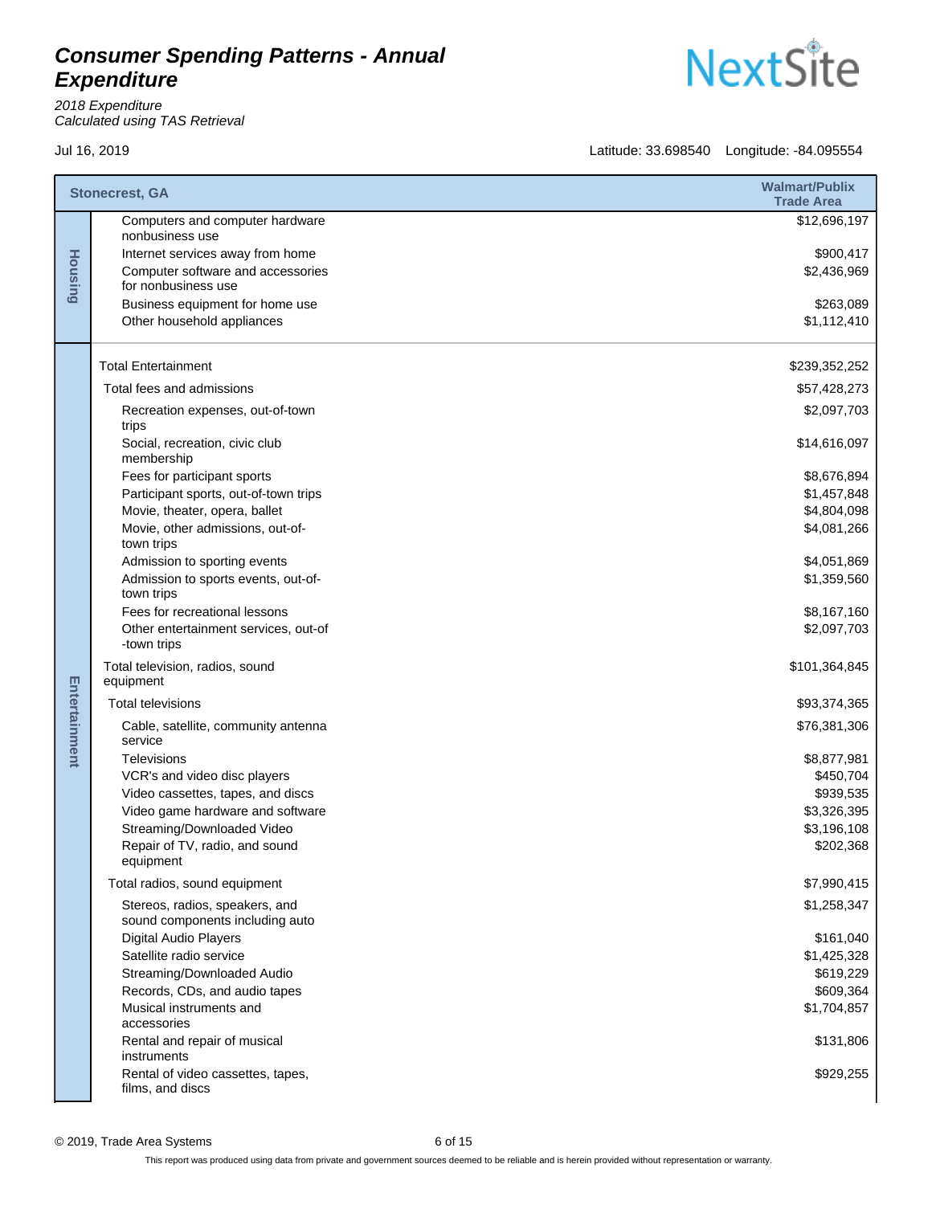# Consumer Spending Patterns - Annual Expenditure

*2018 Expenditure*
*Calculated using TAS Retrieval*

Jul 16, 2019

Latitude: 33.698540 Longitude: -84.095554

| | Stonecrest, GA | Walmart/Publix Trade Area |
|---|---|---|
| Housing | Computers and computer hardware nonbusiness use | $12,696,197 |
| | Internet services away from home | $900,417 |
| | Computer software and accessories for nonbusiness use | $2,436,969 |
| | Business equipment for home use | $263,089 |
| | Other household appliances | $1,112,410 |
| Entertainment | Total Entertainment | $239,352,252 |
| | Total fees and admissions | $57,428,273 |
| | Recreation expenses, out-of-town trips | $2,097,703 |
| | Social, recreation, civic club membership | $14,616,097 |
| | Fees for participant sports | $8,676,894 |
| | Participant sports, out-of-town trips | $1,457,848 |
| | Movie, theater, opera, ballet | $4,804,098 |
| | Movie, other admissions, out-of-town trips | $4,081,266 |
| | Admission to sporting events | $4,051,869 |
| | Admission to sports events, out-of-town trips | $1,359,560 |
| | Fees for recreational lessons | $8,167,160 |
| | Other entertainment services, out-of-town trips | $2,097,703 |
| | Total television, radios, sound equipment | $101,364,845 |
| | Total televisions | $93,374,365 |
| | Cable, satellite, community antenna service | $76,381,306 |
| | Televisions | $8,877,981 |
| | VCR's and video disc players | $450,704 |
| | Video cassettes, tapes, and discs | $939,535 |
| | Video game hardware and software | $3,326,395 |
| | Streaming/Downloaded Video | $3,196,108 |
| | Repair of TV, radio, and sound equipment | $202,368 |
| | Total radios, sound equipment | $7,990,415 |
| | Stereos, radios, speakers, and sound components including auto | $1,258,347 |
| | Digital Audio Players | $161,040 |
| | Satellite radio service | $1,425,328 |
| | Streaming/Downloaded Audio | $619,229 |
| | Records, CDs, and audio tapes | $609,364 |
| | Musical instruments and accessories | $1,704,857 |
| | Rental and repair of musical instruments | $131,806 |
| | Rental of video cassettes, tapes, films, and discs | $929,255 |

© 2019, Trade Area Systems

This report was produced using data from private and government sources deemed to be reliable and is herein provided without representation or warranty.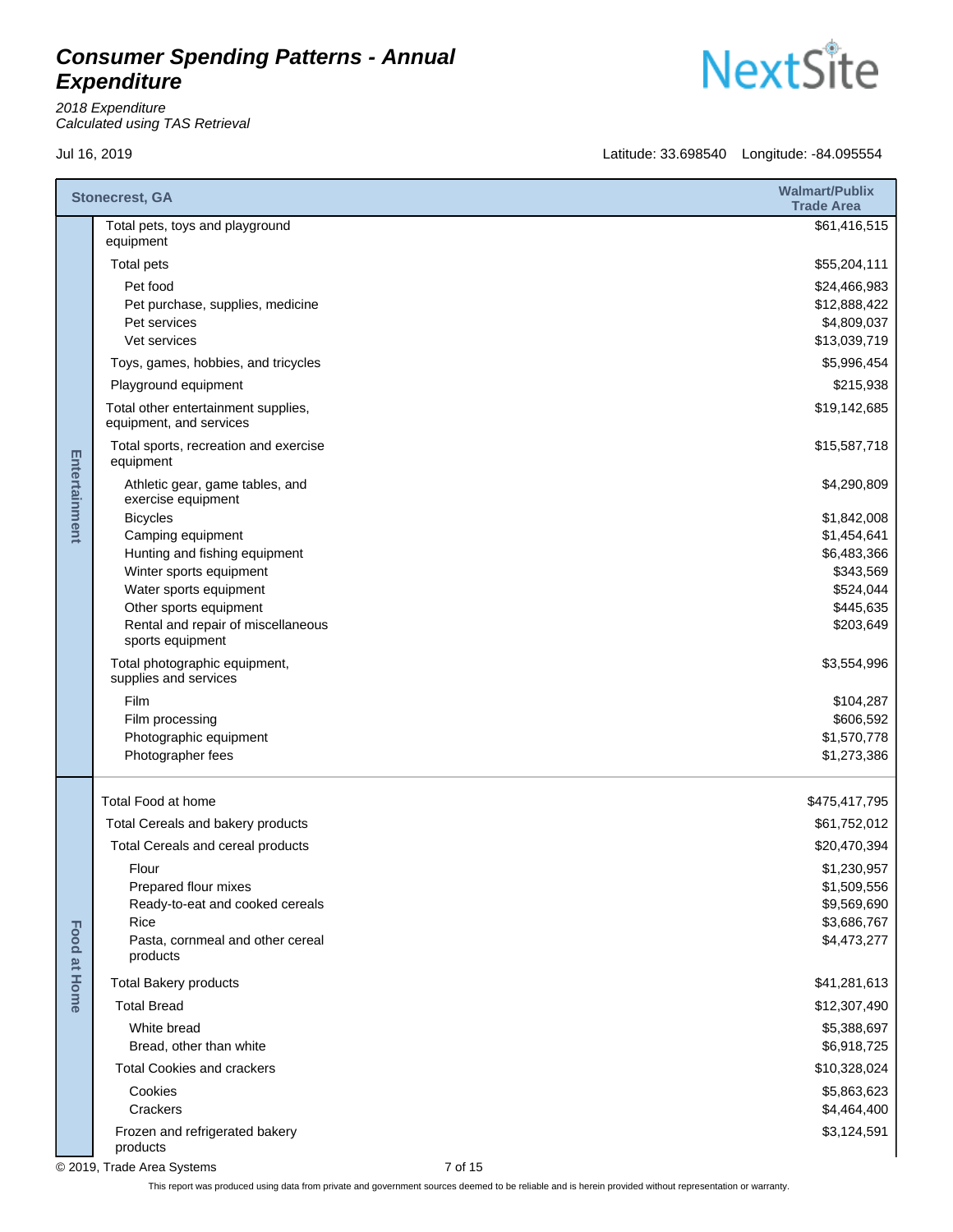# Consumer Spending Patterns - Annual Expenditure

*2018 Expenditure*
*Calculated using TAS Retrieval*

Jul 16, 2019

Latitude: 33.698540 Longitude: -84.095554

| | Stonecrest, GA | Walmart/Publix Trade Area |
|---|---|---|
| Entertainment | Total pets, toys and playground equipment | $61,416,515 |
| | Total pets | $55,204,111 |
| | Pet food | $24,466,983 |
| | Pet purchase, supplies, medicine | $12,888,422 |
| | Pet services | $4,809,037 |
| | Vet services | $13,039,719 |
| | Toys, games, hobbies, and tricycles | $5,996,454 |
| | Playground equipment | $215,938 |
| | Total other entertainment supplies, equipment, and services | $19,142,685 |
| | Total sports, recreation and exercise equipment | $15,587,718 |
| | Athletic gear, game tables, and exercise equipment | $4,290,809 |
| | Bicycles | $1,842,008 |
| | Camping equipment | $1,454,641 |
| | Hunting and fishing equipment | $6,483,366 |
| | Winter sports equipment | $343,569 |
| | Water sports equipment | $524,044 |
| | Other sports equipment | $445,635 |
| | Rental and repair of miscellaneous sports equipment | $203,649 |
| | Total photographic equipment, supplies and services | $3,554,996 |
| | Film | $104,287 |
| | Film processing | $606,592 |
| | Photographic equipment | $1,570,778 |
| | Photographer fees | $1,273,386 |
| Food at Home | Total Food at home | $475,417,795 |
| | Total Cereals and bakery products | $61,752,012 |
| | Total Cereals and cereal products | $20,470,394 |
| | Flour | $1,230,957 |
| | Prepared flour mixes | $1,509,556 |
| | Ready-to-eat and cooked cereals | $9,569,690 |
| | Rice | $3,686,767 |
| | Pasta, cornmeal and other cereal products | $4,473,277 |
| | Total Bakery products | $41,281,613 |
| | Total Bread | $12,307,490 |
| | White bread | $5,388,697 |
| | Bread, other than white | $6,918,725 |
| | Total Cookies and crackers | $10,328,024 |
| | Cookies | $5,863,623 |
| | Crackers | $4,464,400 |
| | Frozen and refrigerated bakery products | $3,124,591 |

© 2019, Trade Area Systems

This report was produced using data from private and government sources deemed to be reliable and is herein provided without representation or warranty.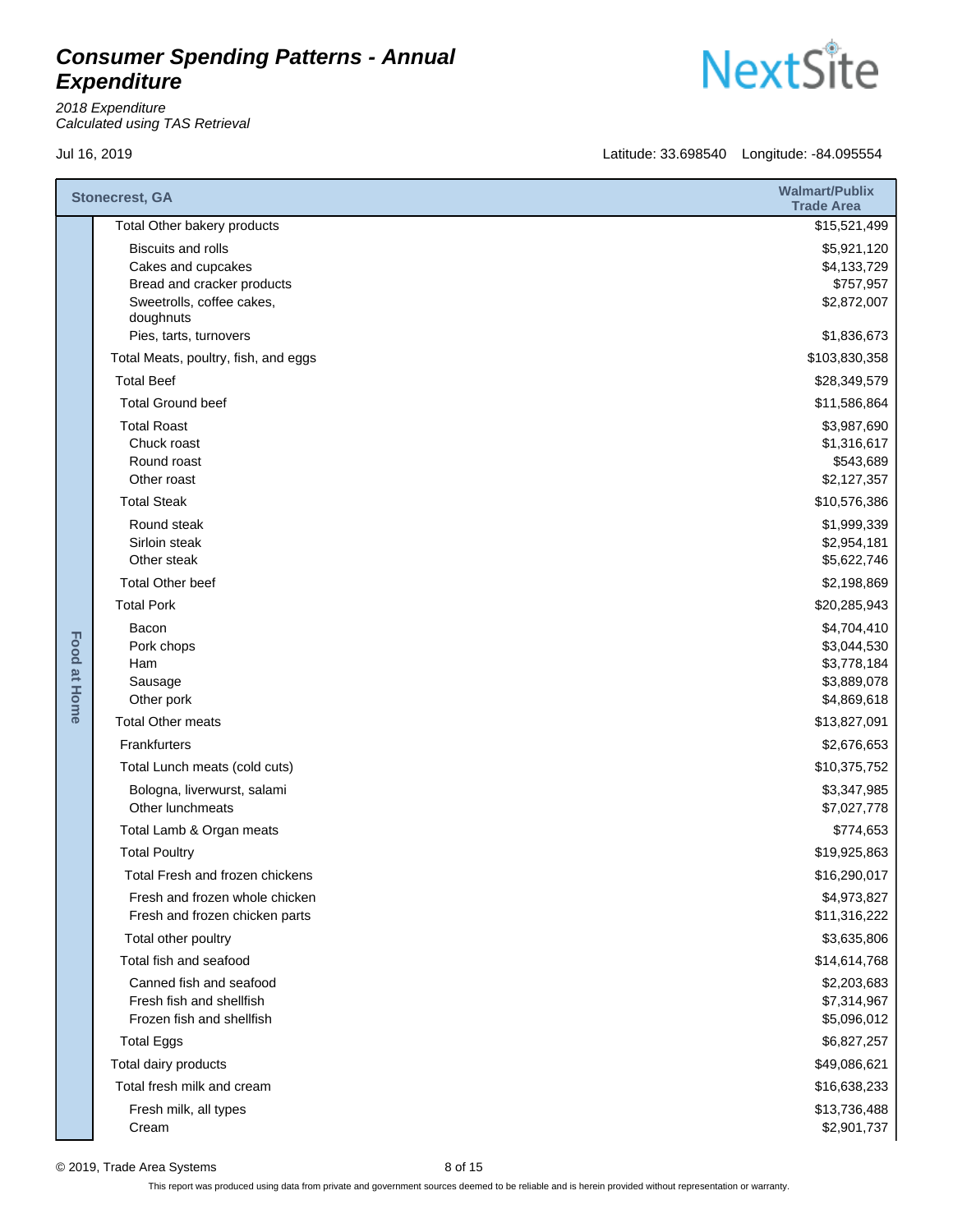# Consumer Spending Patterns - Annual Expenditure

*2018 Expenditure*
*Calculated using TAS Retrieval*

Jul 16, 2019

Latitude: 33.698540 Longitude: -84.095554

| | Stonecrest, GA | Walmart/Publix Trade Area |
|---|---|---|
| Food at Home | Total Other bakery products | $15,521,499 |
| | Biscuits and rolls | $5,921,120 |
| | Cakes and cupcakes | $4,133,729 |
| | Bread and cracker products | $757,957 |
| | Sweetrolls, coffee cakes, doughnuts | $2,872,007 |
| | Pies, tarts, turnovers | $1,836,673 |
| | Total Meats, poultry, fish, and eggs | $103,830,358 |
| | Total Beef | $28,349,579 |
| | Total Ground beef | $11,586,864 |
| | Total Roast | $3,987,690 |
| | Chuck roast | $1,316,617 |
| | Round roast | $543,689 |
| | Other roast | $2,127,357 |
| | Total Steak | $10,576,386 |
| | Round steak | $1,999,339 |
| | Sirloin steak | $2,954,181 |
| | Other steak | $5,622,746 |
| | Total Other beef | $2,198,869 |
| | Total Pork | $20,285,943 |
| | Bacon | $4,704,410 |
| | Pork chops | $3,044,530 |
| | Ham | $3,778,184 |
| | Sausage | $3,889,078 |
| | Other pork | $4,869,618 |
| | Total Other meats | $13,827,091 |
| | Frankfurters | $2,676,653 |
| | Total Lunch meats (cold cuts) | $10,375,752 |
| | Bologna, liverwurst, salami | $3,347,985 |
| | Other lunchmeats | $7,027,778 |
| | Total Lamb & Organ meats | $774,653 |
| | Total Poultry | $19,925,863 |
| | Total Fresh and frozen chickens | $16,290,017 |
| | Fresh and frozen whole chicken | $4,973,827 |
| | Fresh and frozen chicken parts | $11,316,222 |
| | Total other poultry | $3,635,806 |
| | Total fish and seafood | $14,614,768 |
| | Canned fish and seafood | $2,203,683 |
| | Fresh fish and shellfish | $7,314,967 |
| | Frozen fish and shellfish | $5,096,012 |
| | Total Eggs | $6,827,257 |
| | Total dairy products | $49,086,621 |
| | Total fresh milk and cream | $16,638,233 |
| | Fresh milk, all types | $13,736,488 |
| | Cream | $2,901,737 |

© 2019, Trade Area Systems

This report was produced using data from private and government sources deemed to be reliable and is herein provided without representation or warranty.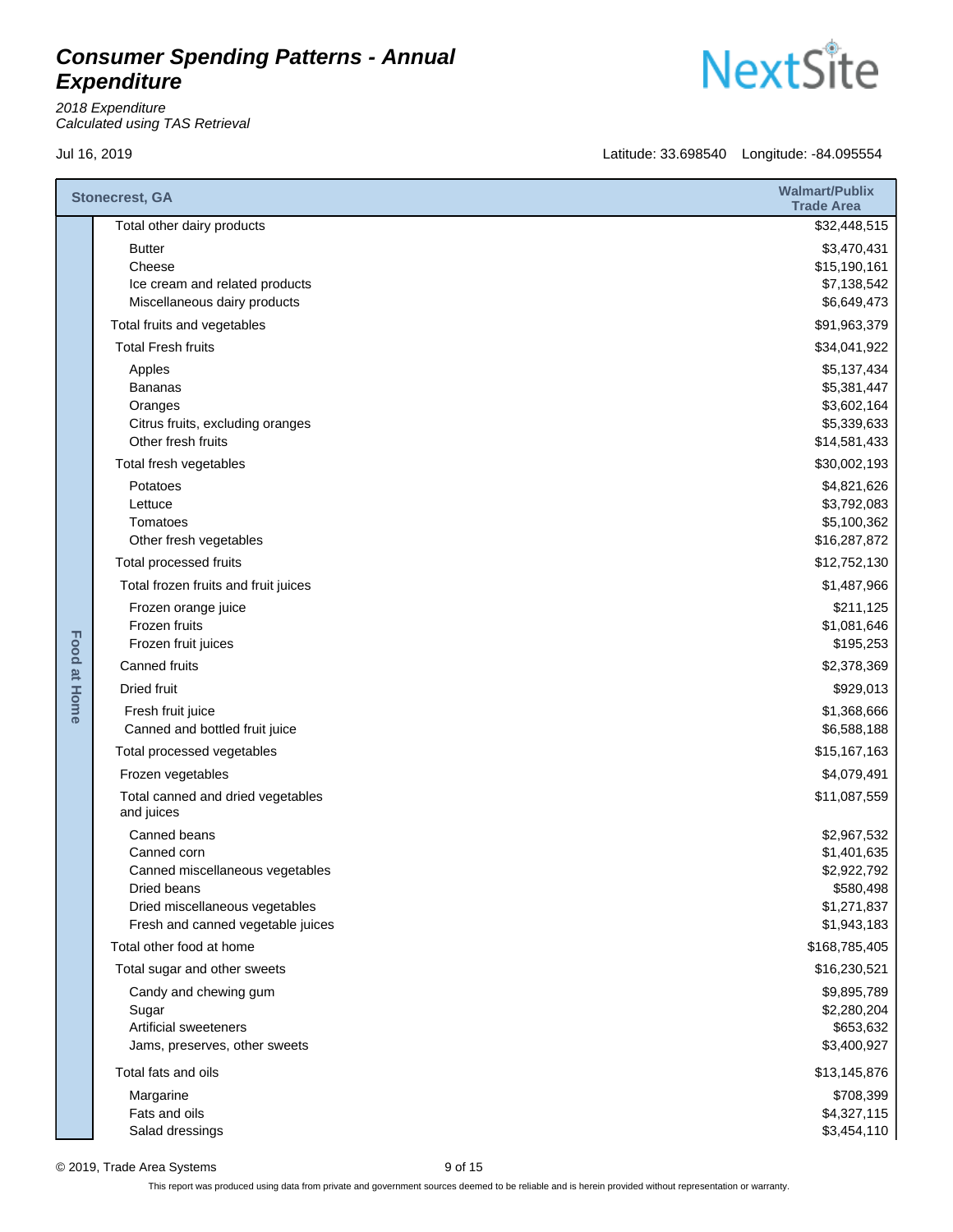# Consumer Spending Patterns - Annual Expenditure

*2018 Expenditure*
*Calculated using TAS Retrieval*

Jul 16, 2019

Latitude: 33.698540 Longitude: -84.095554

| | Stonecrest, GA | Walmart/Publix Trade Area |
|---|---|---|
| Food at Home | Total other dairy products | $32,448,515 |
| | Butter | $3,470,431 |
| | Cheese | $15,190,161 |
| | Ice cream and related products | $7,138,542 |
| | Miscellaneous dairy products | $6,649,473 |
| | Total fruits and vegetables | $91,963,379 |
| | Total Fresh fruits | $34,041,922 |
| | Apples | $5,137,434 |
| | Bananas | $5,381,447 |
| | Oranges | $3,602,164 |
| | Citrus fruits, excluding oranges | $5,339,633 |
| | Other fresh fruits | $14,581,433 |
| | Total fresh vegetables | $30,002,193 |
| | Potatoes | $4,821,626 |
| | Lettuce | $3,792,083 |
| | Tomatoes | $5,100,362 |
| | Other fresh vegetables | $16,287,872 |
| | Total processed fruits | $12,752,130 |
| | Total frozen fruits and fruit juices | $1,487,966 |
| | Frozen orange juice | $211,125 |
| | Frozen fruits | $1,081,646 |
| | Frozen fruit juices | $195,253 |
| | Canned fruits | $2,378,369 |
| | Dried fruit | $929,013 |
| | Fresh fruit juice | $1,368,666 |
| | Canned and bottled fruit juice | $6,588,188 |
| | Total processed vegetables | $15,167,163 |
| | Frozen vegetables | $4,079,491 |
| | Total canned and dried vegetables and juices | $11,087,559 |
| | Canned beans | $2,967,532 |
| | Canned corn | $1,401,635 |
| | Canned miscellaneous vegetables | $2,922,792 |
| | Dried beans | $580,498 |
| | Dried miscellaneous vegetables | $1,271,837 |
| | Fresh and canned vegetable juices | $1,943,183 |
| | Total other food at home | $168,785,405 |
| | Total sugar and other sweets | $16,230,521 |
| | Candy and chewing gum | $9,895,789 |
| | Sugar | $2,280,204 |
| | Artificial sweeteners | $653,632 |
| | Jams, preserves, other sweets | $3,400,927 |
| | Total fats and oils | $13,145,876 |
| | Margarine | $708,399 |
| | Fats and oils | $4,327,115 |
| | Salad dressings | $3,454,110 |

© 2019, Trade Area Systems

This report was produced using data from private and government sources deemed to be reliable and is herein provided without representation or warranty.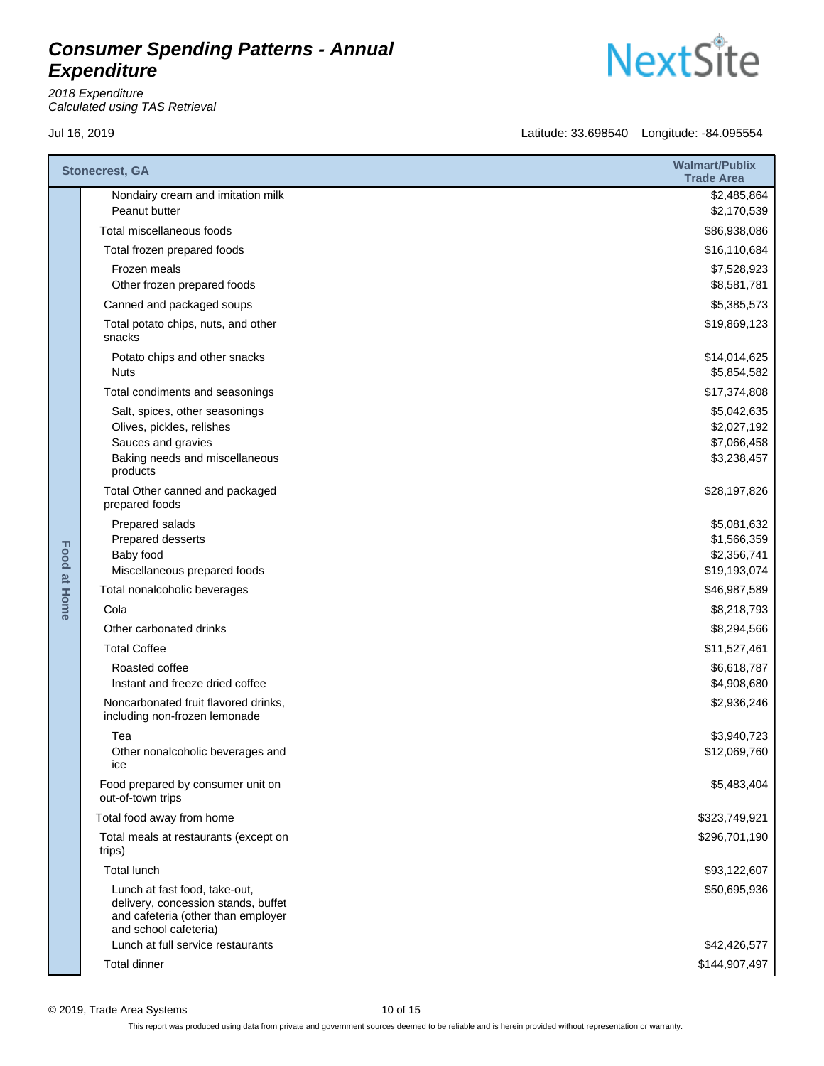# Consumer Spending Patterns - Annual Expenditure

*2018 Expenditure*
*Calculated using TAS Retrieval*

Jul 16, 2019

Latitude: 33.698540 Longitude: -84.095554

| | Stonecrest, GA | Walmart/Publix Trade Area |
|---|---|---|
| Food at Home | Nondairy cream and imitation milk | $2,485,864 |
| | Peanut butter | $2,170,539 |
| | Total miscellaneous foods | $86,938,086 |
| | Total frozen prepared foods | $16,110,684 |
| | Frozen meals | $7,528,923 |
| | Other frozen prepared foods | $8,581,781 |
| | Canned and packaged soups | $5,385,573 |
| | Total potato chips, nuts, and other snacks | $19,869,123 |
| | Potato chips and other snacks | $14,014,625 |
| | Nuts | $5,854,582 |
| | Total condiments and seasonings | $17,374,808 |
| | Salt, spices, other seasonings | $5,042,635 |
| | Olives, pickles, relishes | $2,027,192 |
| | Sauces and gravies | $7,066,458 |
| | Baking needs and miscellaneous products | $3,238,457 |
| | Total Other canned and packaged prepared foods | $28,197,826 |
| | Prepared salads | $5,081,632 |
| | Prepared desserts | $1,566,359 |
| | Baby food | $2,356,741 |
| | Miscellaneous prepared foods | $19,193,074 |
| | Total nonalcoholic beverages | $46,987,589 |
| | Cola | $8,218,793 |
| | Other carbonated drinks | $8,294,566 |
| | Total Coffee | $11,527,461 |
| | Roasted coffee | $6,618,787 |
| | Instant and freeze dried coffee | $4,908,680 |
| | Noncarbonated fruit flavored drinks, including non-frozen lemonade | $2,936,246 |
| | Tea | $3,940,723 |
| | Other nonalcoholic beverages and ice | $12,069,760 |
| | Food prepared by consumer unit on out-of-town trips | $5,483,404 |
| | Total food away from home | $323,749,921 |
| | Total meals at restaurants (except on trips) | $296,701,190 |
| | Total lunch | $93,122,607 |
| | Lunch at fast food, take-out, delivery, concession stands, buffet and cafeteria (other than employer and school cafeteria) | $50,695,936 |
| | Lunch at full service restaurants | $42,426,577 |
| | Total dinner | $144,907,497 |

This report was produced using data from private and government sources deemed to be reliable and is herein provided without representation or warranty.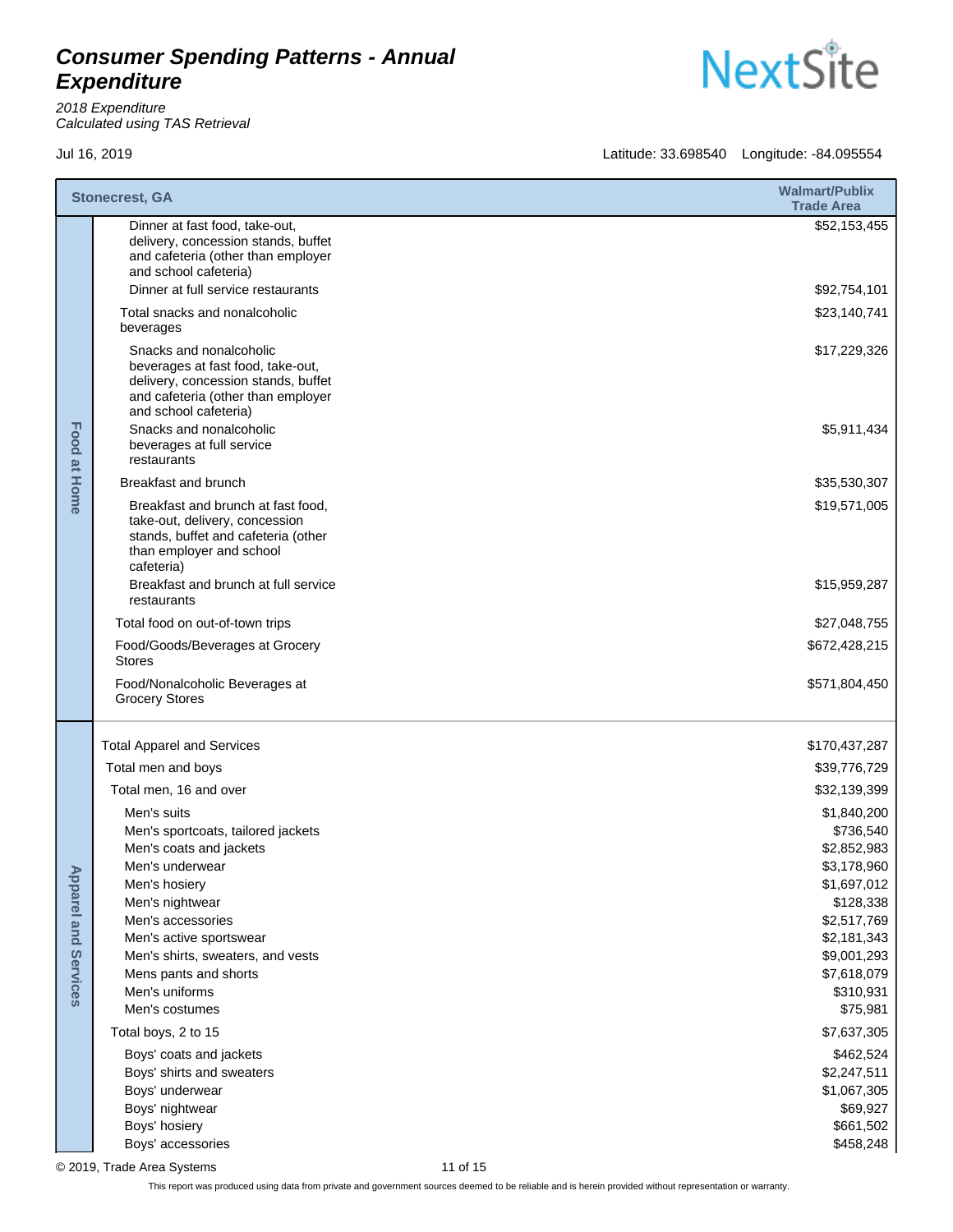# Consumer Spending Patterns - Annual Expenditure

*2018 Expenditure*
*Calculated using TAS Retrieval*

Jul 16, 2019

Latitude: 33.698540 Longitude: -84.095554

| Category | Stonecrest, GA | Walmart/Publix Trade Area |
|---|---|---|
| Food at Home | Dinner at fast food, take-out, delivery, concession stands, buffet and cafeteria (other than employer and school cafeteria) | $52,153,455 |
| | Dinner at full service restaurants | $92,754,101 |
| | Total snacks and nonalcoholic beverages | $23,140,741 |
| | Snacks and nonalcoholic beverages at fast food, take-out, delivery, concession stands, buffet and cafeteria (other than employer and school cafeteria) | $17,229,326 |
| | Snacks and nonalcoholic beverages at full service restaurants | $5,911,434 |
| | Breakfast and brunch | $35,530,307 |
| | Breakfast and brunch at fast food, take-out, delivery, concession stands, buffet and cafeteria (other than employer and school cafeteria) | $19,571,005 |
| | Breakfast and brunch at full service restaurants | $15,959,287 |
| | Total food on out-of-town trips | $27,048,755 |
| | Food/Goods/Beverages at Grocery Stores | $672,428,215 |
| | Food/Nonalcoholic Beverages at Grocery Stores | $571,804,450 |
| Apparel and Services | Total Apparel and Services | $170,437,287 |
| | Total men and boys | $39,776,729 |
| | Total men, 16 and over | $32,139,399 |
| | Men's suits | $1,840,200 |
| | Men's sportcoats, tailored jackets | $736,540 |
| | Men's coats and jackets | $2,852,983 |
| | Men's underwear | $3,178,960 |
| | Men's hosiery | $1,697,012 |
| | Men's nightwear | $128,338 |
| | Men's accessories | $2,517,769 |
| | Men's active sportswear | $2,181,343 |
| | Men's shirts, sweaters, and vests | $9,001,293 |
| | Mens pants and shorts | $7,618,079 |
| | Men's uniforms | $310,931 |
| | Men's costumes | $75,981 |
| | Total boys, 2 to 15 | $7,637,305 |
| | Boys' coats and jackets | $462,524 |
| | Boys' shirts and sweaters | $2,247,511 |
| | Boys' underwear | $1,067,305 |
| | Boys' nightwear | $69,927 |
| | Boys' hosiery | $661,502 |
| | Boys' accessories | $458,248 |

© 2019, Trade Area Systems

This report was produced using data from private and government sources deemed to be reliable and is herein provided without representation or warranty.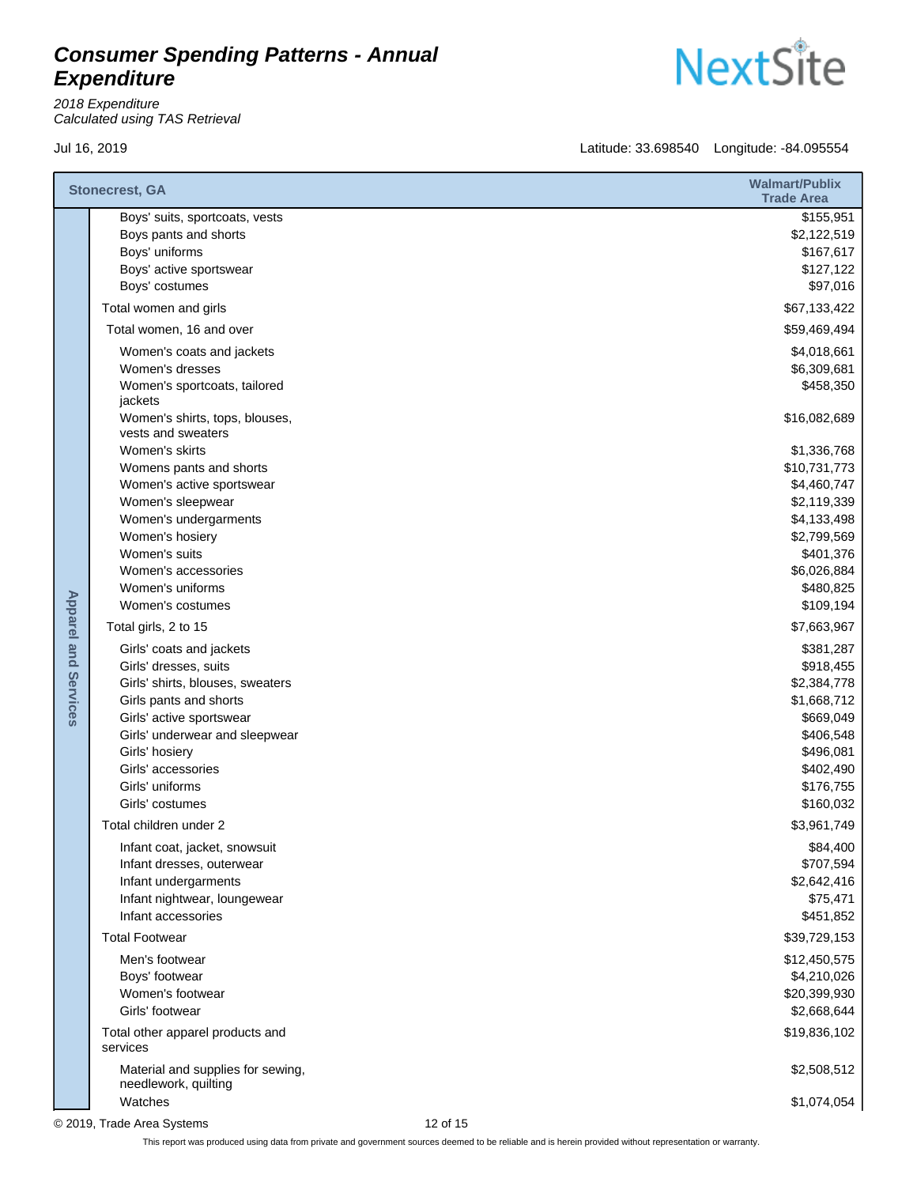# Consumer Spending Patterns - Annual Expenditure

*2018 Expenditure*
*Calculated using TAS Retrieval*

Jul 16, 2019

Latitude: 33.698540 Longitude: -84.095554

| | Stonecrest, GA | Walmart/Publix Trade Area |
|---|---|---|
| Apparel and Services | Boys' suits, sportcoats, vests | $155,951 |
| | Boys pants and shorts | $2,122,519 |
| | Boys' uniforms | $167,617 |
| | Boys' active sportswear | $127,122 |
| | Boys' costumes | $97,016 |
| | Total women and girls | $67,133,422 |
| | Total women, 16 and over | $59,469,494 |
| | Women's coats and jackets | $4,018,661 |
| | Women's dresses | $6,309,681 |
| | Women's sportcoats, tailored jackets | $458,350 |
| | Women's shirts, tops, blouses, vests and sweaters | $16,082,689 |
| | Women's skirts | $1,336,768 |
| | Womens pants and shorts | $10,731,773 |
| | Women's active sportswear | $4,460,747 |
| | Women's sleepwear | $2,119,339 |
| | Women's undergarments | $4,133,498 |
| | Women's hosiery | $2,799,569 |
| | Women's suits | $401,376 |
| | Women's accessories | $6,026,884 |
| | Women's uniforms | $480,825 |
| | Women's costumes | $109,194 |
| | Total girls, 2 to 15 | $7,663,967 |
| | Girls' coats and jackets | $381,287 |
| | Girls' dresses, suits | $918,455 |
| | Girls' shirts, blouses, sweaters | $2,384,778 |
| | Girls pants and shorts | $1,668,712 |
| | Girls' active sportswear | $669,049 |
| | Girls' underwear and sleepwear | $406,548 |
| | Girls' hosiery | $496,081 |
| | Girls' accessories | $402,490 |
| | Girls' uniforms | $176,755 |
| | Girls' costumes | $160,032 |
| | Total children under 2 | $3,961,749 |
| | Infant coat, jacket, snowsuit | $84,400 |
| | Infant dresses, outerwear | $707,594 |
| | Infant undergarments | $2,642,416 |
| | Infant nightwear, loungewear | $75,471 |
| | Infant accessories | $451,852 |
| | Total Footwear | $39,729,153 |
| | Men's footwear | $12,450,575 |
| | Boys' footwear | $4,210,026 |
| | Women's footwear | $20,399,930 |
| | Girls' footwear | $2,668,644 |
| | Total other apparel products and services | $19,836,102 |
| | Material and supplies for sewing, needlework, quilting | $2,508,512 |
| | Watches | $1,074,054 |

© 2019, Trade Area Systems

This report was produced using data from private and government sources deemed to be reliable and is herein provided without representation or warranty.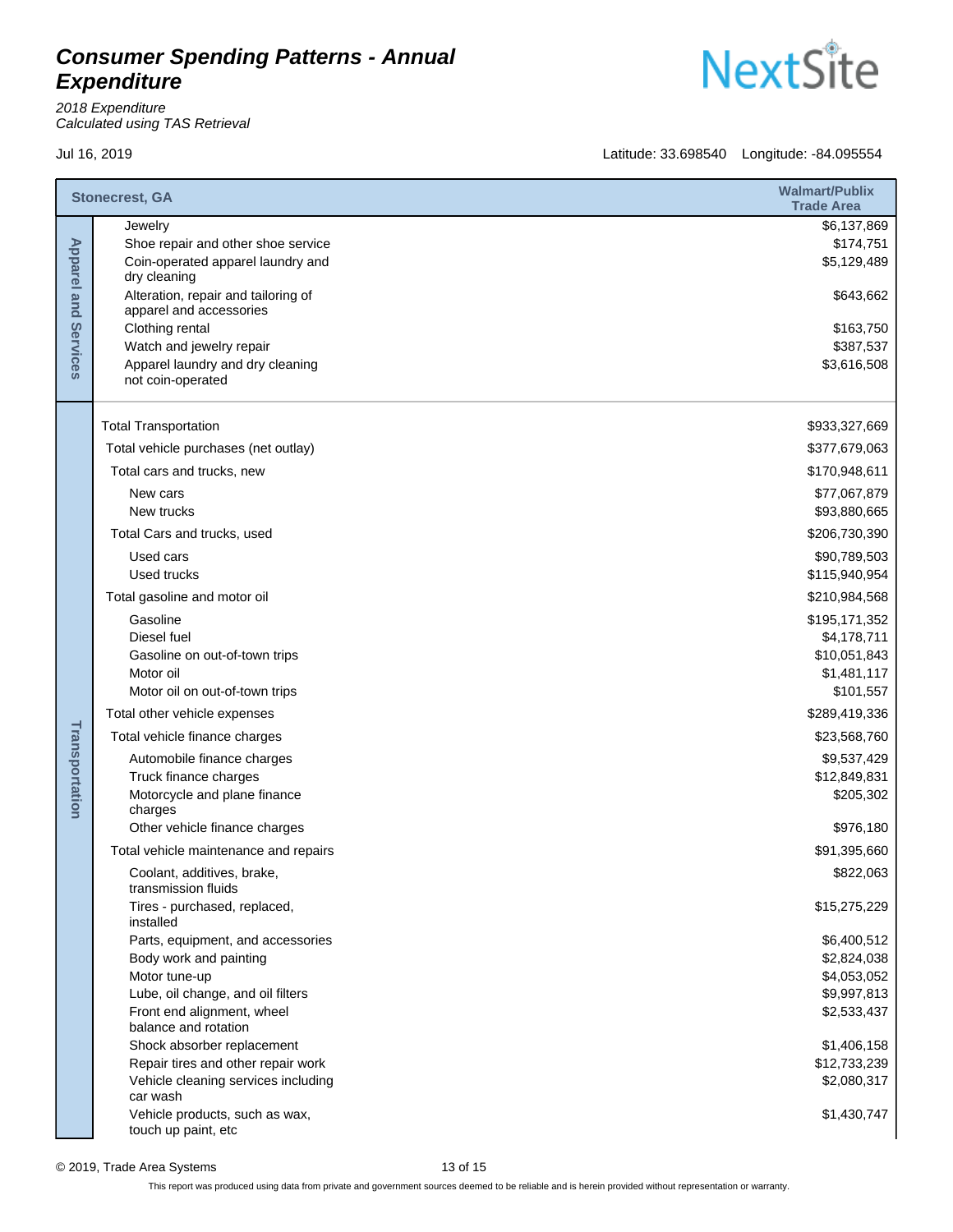# Consumer Spending Patterns - Annual Expenditure

*2018 Expenditure*
*Calculated using TAS Retrieval*

Jul 16, 2019

Latitude: 33.698540 Longitude: -84.095554

| Category | Stonecrest, GA | Walmart/Publix Trade Area |
|---|---|---|
| Apparel and Services | Jewelry | $6,137,869 |
| | Shoe repair and other shoe service | $174,751 |
| | Coin-operated apparel laundry and dry cleaning | $5,129,489 |
| | Alteration, repair and tailoring of apparel and accessories | $643,662 |
| | Clothing rental | $163,750 |
| | Watch and jewelry repair | $387,537 |
| | Apparel laundry and dry cleaning not coin-operated | $3,616,508 |
| Transportation | Total Transportation | $933,327,669 |
| | Total vehicle purchases (net outlay) | $377,679,063 |
| | Total cars and trucks, new | $170,948,611 |
| | New cars | $77,067,879 |
| | New trucks | $93,880,665 |
| | Total Cars and trucks, used | $206,730,390 |
| | Used cars | $90,789,503 |
| | Used trucks | $115,940,954 |
| | Total gasoline and motor oil | $210,984,568 |
| | Gasoline | $195,171,352 |
| | Diesel fuel | $4,178,711 |
| | Gasoline on out-of-town trips | $10,051,843 |
| | Motor oil | $1,481,117 |
| | Motor oil on out-of-town trips | $101,557 |
| | Total other vehicle expenses | $289,419,336 |
| | Total vehicle finance charges | $23,568,760 |
| | Automobile finance charges | $9,537,429 |
| | Truck finance charges | $12,849,831 |
| | Motorcycle and plane finance charges | $205,302 |
| | Other vehicle finance charges | $976,180 |
| | Total vehicle maintenance and repairs | $91,395,660 |
| | Coolant, additives, brake, transmission fluids | $822,063 |
| | Tires - purchased, replaced, installed | $15,275,229 |
| | Parts, equipment, and accessories | $6,400,512 |
| | Body work and painting | $2,824,038 |
| | Motor tune-up | $4,053,052 |
| | Lube, oil change, and oil filters | $9,997,813 |
| | Front end alignment, wheel balance and rotation | $2,533,437 |
| | Shock absorber replacement | $1,406,158 |
| | Repair tires and other repair work | $12,733,239 |
| | Vehicle cleaning services including car wash | $2,080,317 |
| | Vehicle products, such as wax, touch up paint, etc | $1,430,747 |

© 2019, Trade Area Systems

This report was produced using data from private and government sources deemed to be reliable and is herein provided without representation or warranty.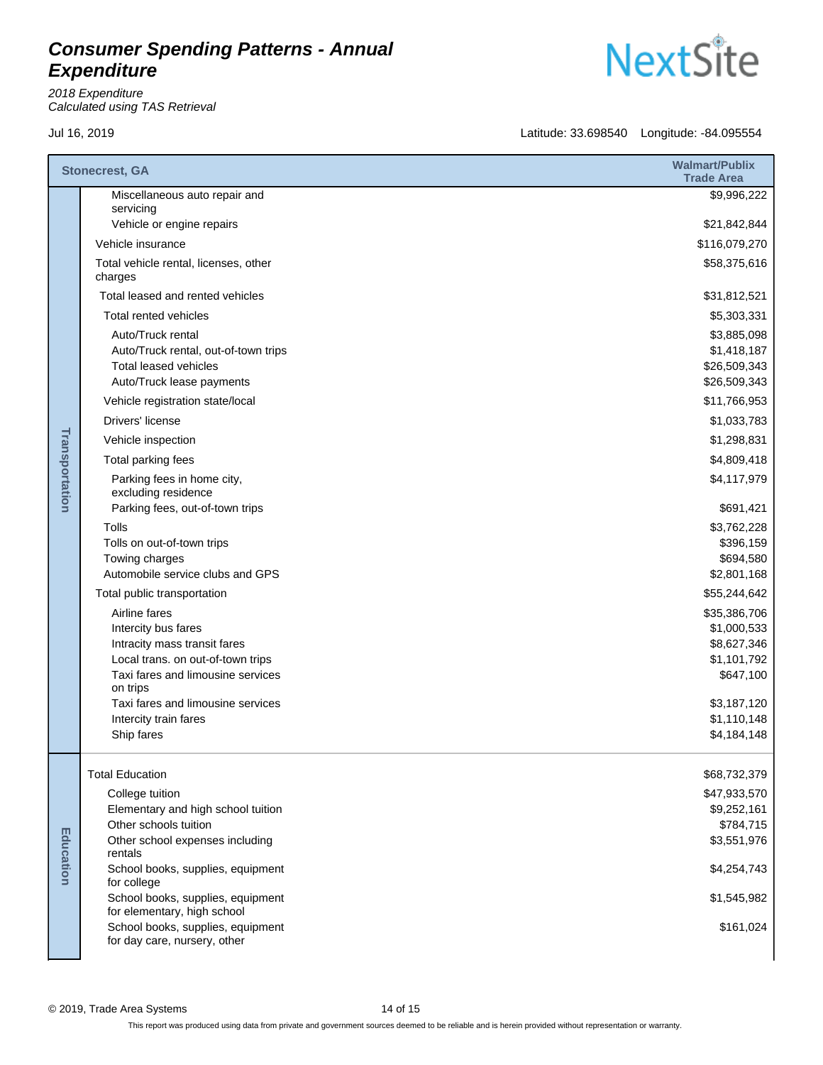# Consumer Spending Patterns - Annual Expenditure

*2018 Expenditure*
*Calculated using TAS Retrieval*

Jul 16, 2019

Latitude: 33.698540 Longitude: -84.095554

| | Stonecrest, GA | Walmart/Publix Trade Area |
|---|---|---|
| Transportation | Miscellaneous auto repair and servicing | $9,996,222 |
| | Vehicle or engine repairs | $21,842,844 |
| | Vehicle insurance | $116,079,270 |
| | Total vehicle rental, licenses, other charges | $58,375,616 |
| | Total leased and rented vehicles | $31,812,521 |
| | Total rented vehicles | $5,303,331 |
| | Auto/Truck rental | $3,885,098 |
| | Auto/Truck rental, out-of-town trips | $1,418,187 |
| | Total leased vehicles | $26,509,343 |
| | Auto/Truck lease payments | $26,509,343 |
| | Vehicle registration state/local | $11,766,953 |
| | Drivers' license | $1,033,783 |
| | Vehicle inspection | $1,298,831 |
| | Total parking fees | $4,809,418 |
| | Parking fees in home city, excluding residence | $4,117,979 |
| | Parking fees, out-of-town trips | $691,421 |
| | Tolls | $3,762,228 |
| | Tolls on out-of-town trips | $396,159 |
| | Towing charges | $694,580 |
| | Automobile service clubs and GPS | $2,801,168 |
| | Total public transportation | $55,244,642 |
| | Airline fares | $35,386,706 |
| | Intercity bus fares | $1,000,533 |
| | Intracity mass transit fares | $8,627,346 |
| | Local trans. on out-of-town trips | $1,101,792 |
| | Taxi fares and limousine services on trips | $647,100 |
| | Taxi fares and limousine services | $3,187,120 |
| | Intercity train fares | $1,110,148 |
| | Ship fares | $4,184,148 |
| Education | Total Education | $68,732,379 |
| | College tuition | $47,933,570 |
| | Elementary and high school tuition | $9,252,161 |
| | Other schools tuition | $784,715 |
| | Other school expenses including rentals | $3,551,976 |
| | School books, supplies, equipment for college | $4,254,743 |
| | School books, supplies, equipment for elementary, high school | $1,545,982 |
| | School books, supplies, equipment for day care, nursery, other | $161,024 |

© 2019, Trade Area Systems

This report was produced using data from private and government sources deemed to be reliable and is herein provided without representation or warranty.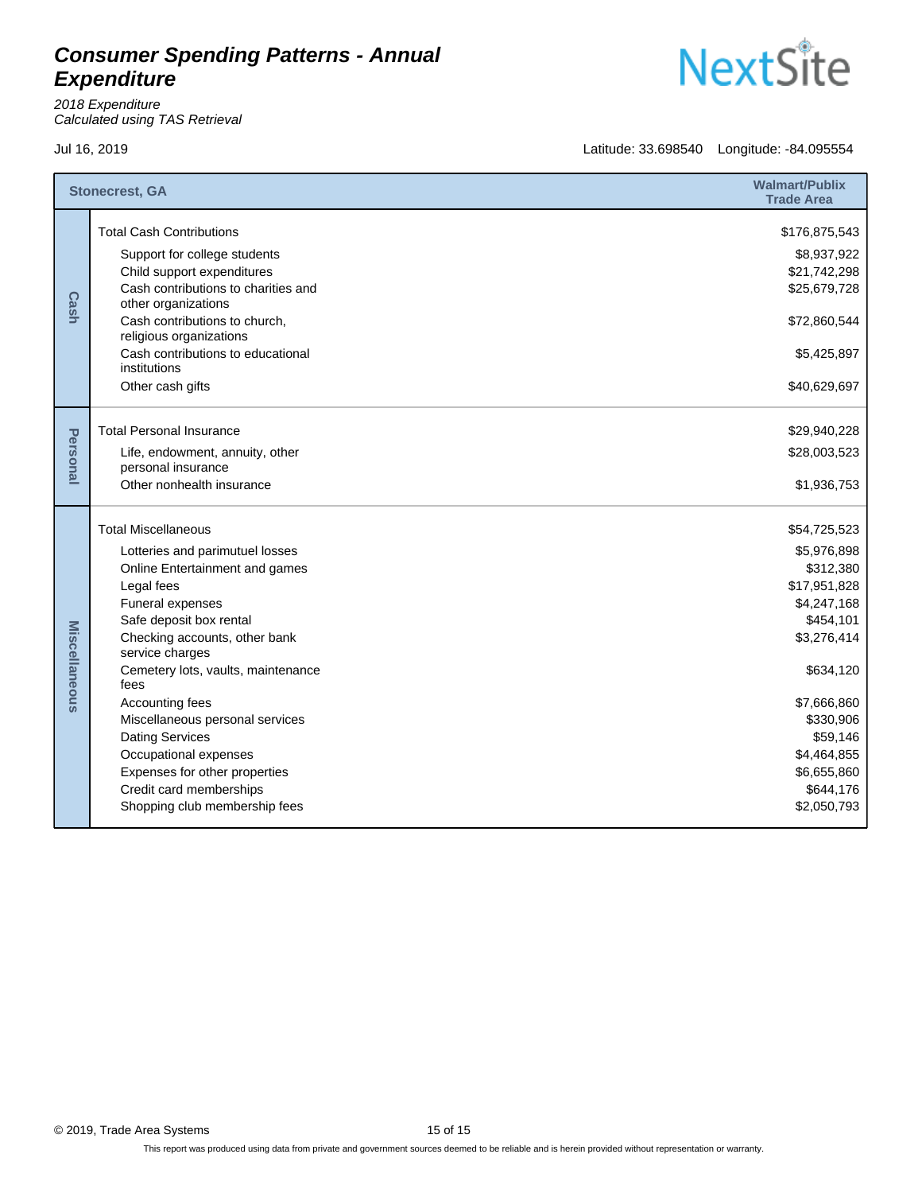# Consumer Spending Patterns - Annual Expenditure

*2018 Expenditure*
*Calculated using TAS Retrieval*

Jul 16, 2019

Latitude: 33.698540 Longitude: -84.095554

| | Stonecrest, GA | Walmart/Publix Trade Area |
|---|---|---|
| Cash | Total Cash Contributions | $176,875,543 |
| | Support for college students | $8,937,922 |
| | Child support expenditures | $21,742,298 |
| | Cash contributions to charities and other organizations | $25,679,728 |
| | Cash contributions to church, religious organizations | $72,860,544 |
| | Cash contributions to educational institutions | $5,425,897 |
| | Other cash gifts | $40,629,697 |
| Personal | Total Personal Insurance | $29,940,228 |
| | Life, endowment, annuity, other personal insurance | $28,003,523 |
| | Other nonhealth insurance | $1,936,753 |
| Miscellaneous | Total Miscellaneous | $54,725,523 |
| | Lotteries and parimutuel losses | $5,976,898 |
| | Online Entertainment and games | $312,380 |
| | Legal fees | $17,951,828 |
| | Funeral expenses | $4,247,168 |
| | Safe deposit box rental | $454,101 |
| | Checking accounts, other bank service charges | $3,276,414 |
| | Cemetery lots, vaults, maintenance fees | $634,120 |
| | Accounting fees | $7,666,860 |
| | Miscellaneous personal services | $330,906 |
| | Dating Services | $59,146 |
| | Occupational expenses | $4,464,855 |
| | Expenses for other properties | $6,655,860 |
| | Credit card memberships | $644,176 |
| | Shopping club membership fees | $2,050,793 |

© 2019, Trade Area Systems

This report was produced using data from private and government sources deemed to be reliable and is herein provided without representation or warranty.